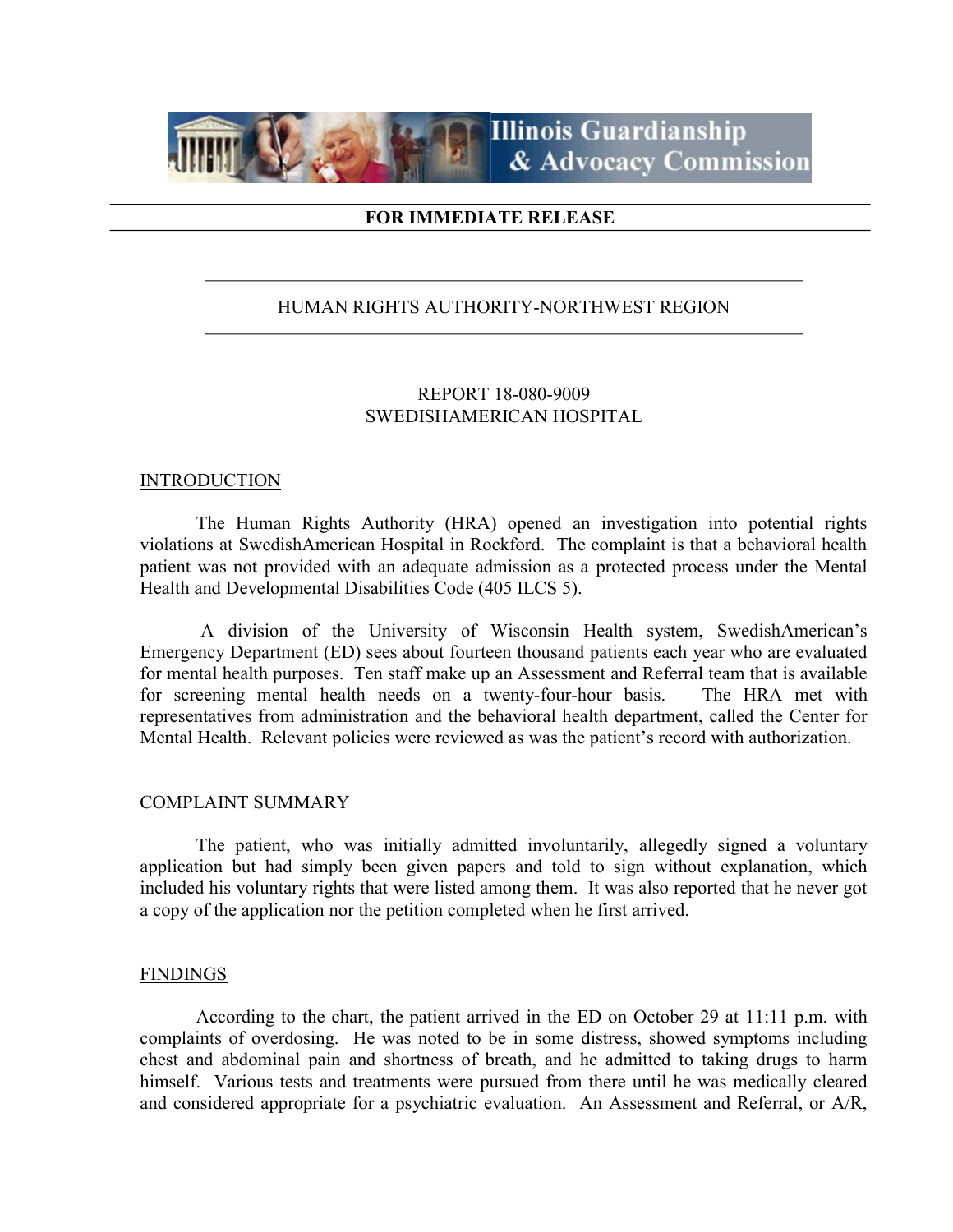Illinois Guardianship & Advocacy Commission

**FOR IMMEDIATE RELEASE**

HUMAN RIGHTS AUTHORITY-NORTHWEST REGION

REPORT 18-080-9009
SWEDISHAMERICAN HOSPITAL

## INTRODUCTION

The Human Rights Authority (HRA) opened an investigation into potential rights violations at SwedishAmerican Hospital in Rockford. The complaint is that a behavioral health patient was not provided with an adequate admission as a protected process under the Mental Health and Developmental Disabilities Code (405 ILCS 5).

A division of the University of Wisconsin Health system, SwedishAmerican's Emergency Department (ED) sees about fourteen thousand patients each year who are evaluated for mental health purposes. Ten staff make up an Assessment and Referral team that is available for screening mental health needs on a twenty-four-hour basis. The HRA met with representatives from administration and the behavioral health department, called the Center for Mental Health. Relevant policies were reviewed as was the patient's record with authorization.

## COMPLAINT SUMMARY

The patient, who was initially admitted involuntarily, allegedly signed a voluntary application but had simply been given papers and told to sign without explanation, which included his voluntary rights that were listed among them. It was also reported that he never got a copy of the application nor the petition completed when he first arrived.

## FINDINGS

According to the chart, the patient arrived in the ED on October 29 at 11:11 p.m. with complaints of overdosing. He was noted to be in some distress, showed symptoms including chest and abdominal pain and shortness of breath, and he admitted to taking drugs to harm himself. Various tests and treatments were pursued from there until he was medically cleared and considered appropriate for a psychiatric evaluation. An Assessment and Referral, or A/R,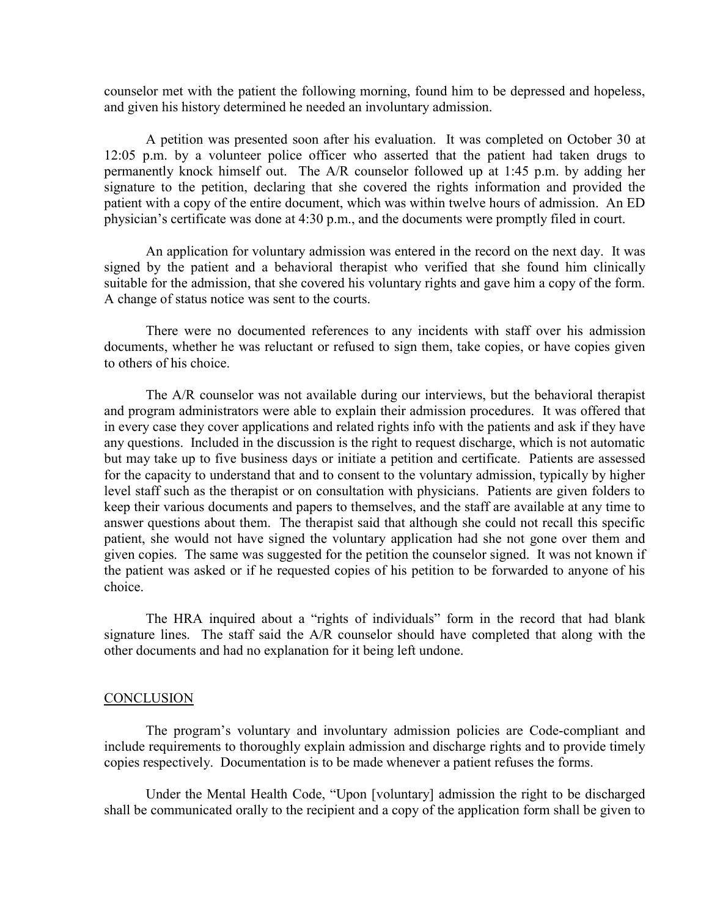counselor met with the patient the following morning, found him to be depressed and hopeless, and given his history determined he needed an involuntary admission.

A petition was presented soon after his evaluation. It was completed on October 30 at 12:05 p.m. by a volunteer police officer who asserted that the patient had taken drugs to permanently knock himself out. The A/R counselor followed up at 1:45 p.m. by adding her signature to the petition, declaring that she covered the rights information and provided the patient with a copy of the entire document, which was within twelve hours of admission. An ED physician's certificate was done at 4:30 p.m., and the documents were promptly filed in court.

An application for voluntary admission was entered in the record on the next day. It was signed by the patient and a behavioral therapist who verified that she found him clinically suitable for the admission, that she covered his voluntary rights and gave him a copy of the form. A change of status notice was sent to the courts.

There were no documented references to any incidents with staff over his admission documents, whether he was reluctant or refused to sign them, take copies, or have copies given to others of his choice.

The A/R counselor was not available during our interviews, but the behavioral therapist and program administrators were able to explain their admission procedures. It was offered that in every case they cover applications and related rights info with the patients and ask if they have any questions. Included in the discussion is the right to request discharge, which is not automatic but may take up to five business days or initiate a petition and certificate. Patients are assessed for the capacity to understand that and to consent to the voluntary admission, typically by higher level staff such as the therapist or on consultation with physicians. Patients are given folders to keep their various documents and papers to themselves, and the staff are available at any time to answer questions about them. The therapist said that although she could not recall this specific patient, she would not have signed the voluntary application had she not gone over them and given copies. The same was suggested for the petition the counselor signed. It was not known if the patient was asked or if he requested copies of his petition to be forwarded to anyone of his choice.

The HRA inquired about a "rights of individuals" form in the record that had blank signature lines. The staff said the A/R counselor should have completed that along with the other documents and had no explanation for it being left undone.

## CONCLUSION

The program's voluntary and involuntary admission policies are Code-compliant and include requirements to thoroughly explain admission and discharge rights and to provide timely copies respectively. Documentation is to be made whenever a patient refuses the forms.

Under the Mental Health Code, "Upon [voluntary] admission the right to be discharged shall be communicated orally to the recipient and a copy of the application form shall be given to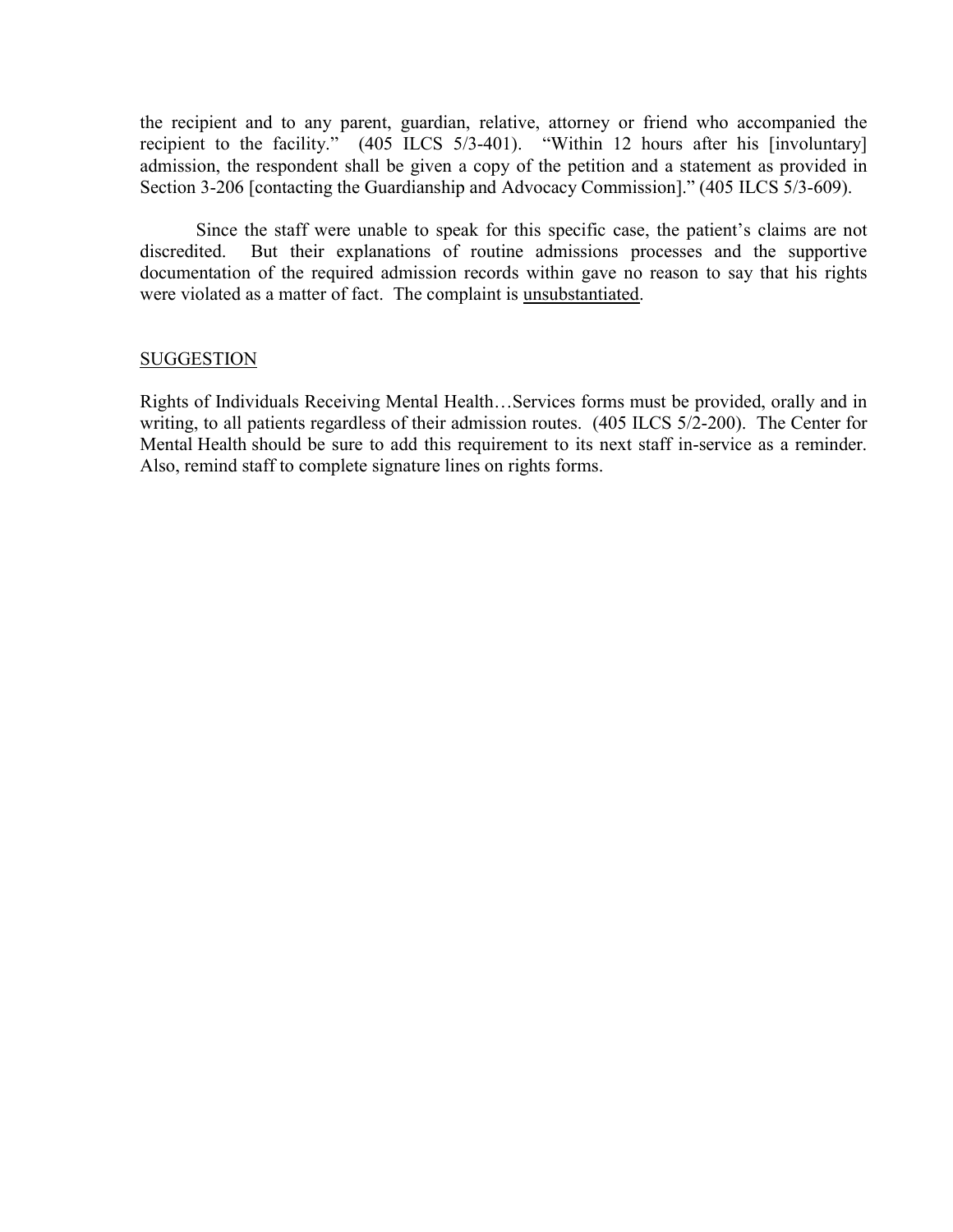the recipient and to any parent, guardian, relative, attorney or friend who accompanied the recipient to the facility." (405 ILCS 5/3-401). "Within 12 hours after his [involuntary] admission, the respondent shall be given a copy of the petition and a statement as provided in Section 3-206 [contacting the Guardianship and Advocacy Commission]." (405 ILCS 5/3-609).

Since the staff were unable to speak for this specific case, the patient's claims are not discredited. But their explanations of routine admissions processes and the supportive documentation of the required admission records within gave no reason to say that his rights were violated as a matter of fact. The complaint is unsubstantiated.

## SUGGESTION

Rights of Individuals Receiving Mental Health…Services forms must be provided, orally and in writing, to all patients regardless of their admission routes. (405 ILCS 5/2-200). The Center for Mental Health should be sure to add this requirement to its next staff in-service as a reminder. Also, remind staff to complete signature lines on rights forms.